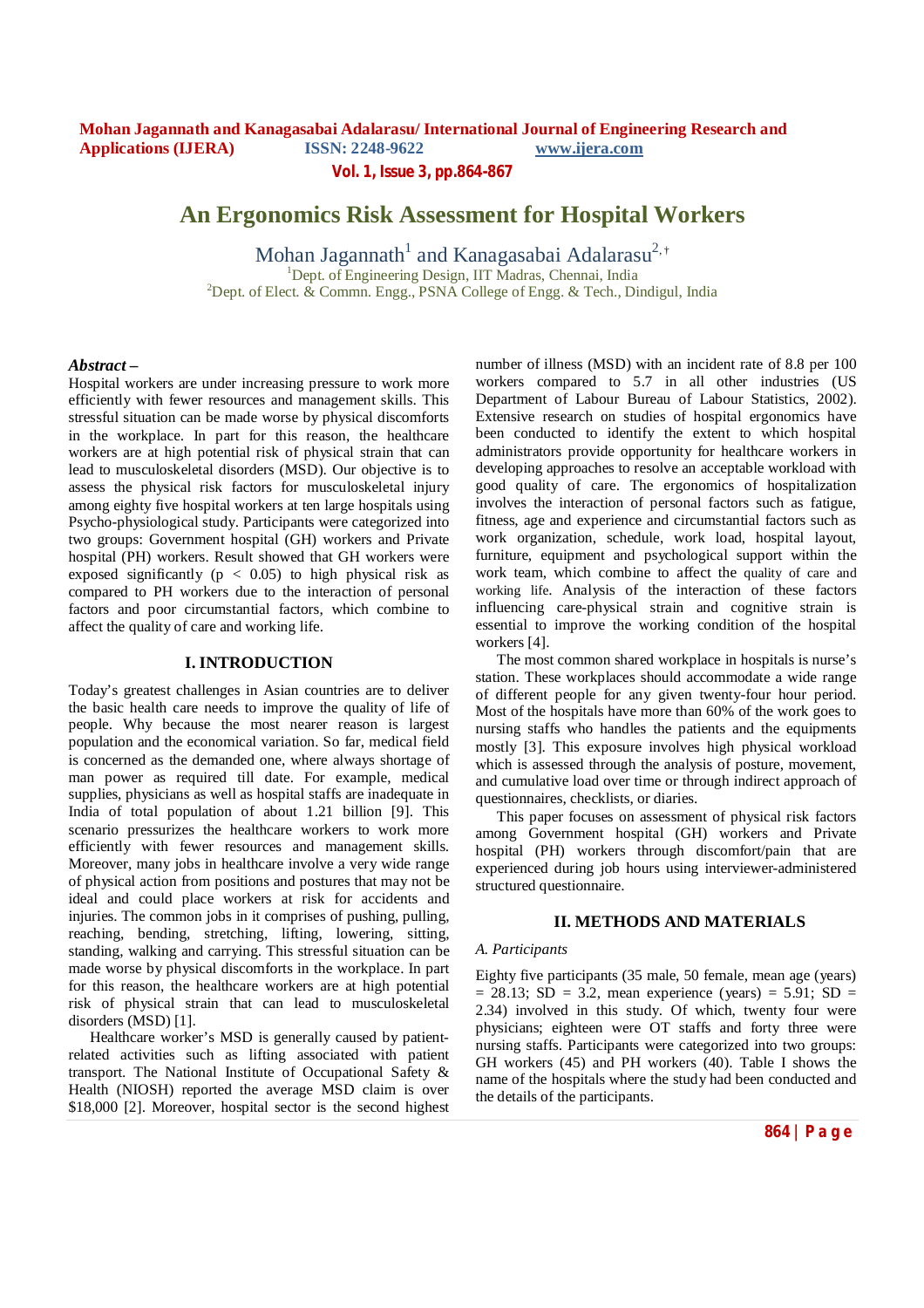# An Ergonomics Risk Assessment for Hospital Workers

Mohan Jagannath[1] and Kanagasabai Adalarasu[2,†]

[1]Dept. of Engineering Design, IIT Madras, Chennai, India
[2]Dept. of Elect. & Commn. Engg., PSNA College of Engg. & Tech., Dindigul, India

***Abstract –***
Hospital workers are under increasing pressure to work more efficiently with fewer resources and management skills. This stressful situation can be made worse by physical discomforts in the workplace. In part for this reason, the healthcare workers are at high potential risk of physical strain that can lead to musculoskeletal disorders (MSD). Our objective is to assess the physical risk factors for musculoskeletal injury among eighty five hospital workers at ten large hospitals using Psycho-physiological study. Participants were categorized into two groups: Government hospital (GH) workers and Private hospital (PH) workers. Result showed that GH workers were exposed significantly ($p < 0.05$) to high physical risk as compared to PH workers due to the interaction of personal factors and poor circumstantial factors, which combine to affect the quality of care and working life.

## I. INTRODUCTION

Today's greatest challenges in Asian countries are to deliver the basic health care needs to improve the quality of life of people. Why because the most nearer reason is largest population and the economical variation. So far, medical field is concerned as the demanded one, where always shortage of man power as required till date. For example, medical supplies, physicians as well as hospital staffs are inadequate in India of total population of about 1.21 billion [9]. This scenario pressurizes the healthcare workers to work more efficiently with fewer resources and management skills. Moreover, many jobs in healthcare involve a very wide range of physical action from positions and postures that may not be ideal and could place workers at risk for accidents and injuries. The common jobs in it comprises of pushing, pulling, reaching, bending, stretching, lifting, lowering, sitting, standing, walking and carrying. This stressful situation can be made worse by physical discomforts in the workplace. In part for this reason, the healthcare workers are at high potential risk of physical strain that can lead to musculoskeletal disorders (MSD) [1].

Healthcare worker's MSD is generally caused by patient-related activities such as lifting associated with patient transport. The National Institute of Occupational Safety & Health (NIOSH) reported the average MSD claim is over $18,000 [2]. Moreover, hospital sector is the second highest number of illness (MSD) with an incident rate of 8.8 per 100 workers compared to 5.7 in all other industries (US Department of Labour Bureau of Labour Statistics, 2002). Extensive research on studies of hospital ergonomics have been conducted to identify the extent to which hospital administrators provide opportunity for healthcare workers in developing approaches to resolve an acceptable workload with good quality of care. The ergonomics of hospitalization involves the interaction of personal factors such as fatigue, fitness, age and experience and circumstantial factors such as work organization, schedule, work load, hospital layout, furniture, equipment and psychological support within the work team, which combine to affect the quality of care and working life. Analysis of the interaction of these factors influencing care-physical strain and cognitive strain is essential to improve the working condition of the hospital workers [4].

The most common shared workplace in hospitals is nurse's station. These workplaces should accommodate a wide range of different people for any given twenty-four hour period. Most of the hospitals have more than 60% of the work goes to nursing staffs who handles the patients and the equipments mostly [3]. This exposure involves high physical workload which is assessed through the analysis of posture, movement, and cumulative load over time or through indirect approach of questionnaires, checklists, or diaries.

This paper focuses on assessment of physical risk factors among Government hospital (GH) workers and Private hospital (PH) workers through discomfort/pain that are experienced during job hours using interviewer-administered structured questionnaire.

## II. METHODS AND MATERIALS

### *A. Participants*

Eighty five participants (35 male, 50 female, mean age (years) = 28.13; SD = 3.2, mean experience (years) = 5.91; SD = 2.34) involved in this study. Of which, twenty four were physicians; eighteen were OT staffs and forty three were nursing staffs. Participants were categorized into two groups: GH workers (45) and PH workers (40). Table I shows the name of the hospitals where the study had been conducted and the details of the participants.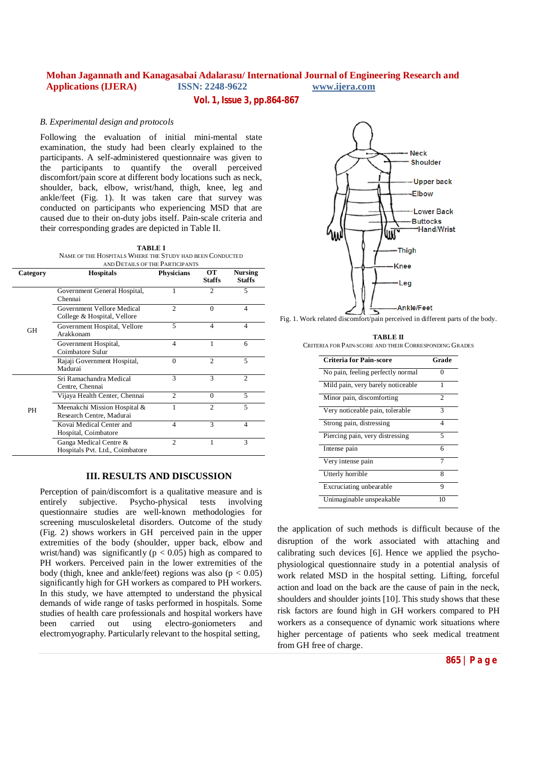### B. Experimental design and protocols

Following the evaluation of initial mini-mental state examination, the study had been clearly explained to the participants. A self-administered questionnaire was given to the participants to quantify the overall perceived discomfort/pain score at different body locations such as neck, shoulder, back, elbow, wrist/hand, thigh, knee, leg and ankle/feet (Fig. 1). It was taken care that survey was conducted on participants who experiencing MSD that are caused due to their on-duty jobs itself. Pain-scale criteria and their corresponding grades are depicted in Table II.

**TABLE I**
NAME OF THE HOSPITALS WHERE THE STUDY HAD BEEN CONDUCTED AND DETAILS OF THE PARTICIPANTS

| Category | Hospitals | Physicians | OT Staffs | Nursing Staffs |
|---|---|---|---|---|
| GH | Government General Hospital, Chennai | 1 | 2 | 5 |
| | Government Vellore Medical College & Hospital, Vellore | 2 | 0 | 4 |
| | Government Hospital, Vellore Arakkonam | 5 | 4 | 4 |
| | Government Hospital, Coimbatore Sulur | 4 | 1 | 6 |
| | Rajaji Government Hospital, Madurai | 0 | 2 | 5 |
| PH | Sri Ramachandra Medical Centre, Chennai | 3 | 3 | 2 |
| | Vijaya Health Center, Chennai | 2 | 0 | 5 |
| | Meenakchi Mission Hospital & Research Centre, Madurai | 1 | 2 | 5 |
| | Kovai Medical Center and Hospital, Coimbatore | 4 | 3 | 4 |
| | Ganga Medical Centre & Hospitals Pvt. Ltd., Coimbatore | 2 | 1 | 3 |

Fig. 1. Work related discomfort/pain perceived in different parts of the body.

**TABLE II**
CRITERIA FOR PAIN-SCORE AND THEIR CORRESPONDING GRADES

| Criteria for Pain-score | Grade |
|---|---|
| No pain, feeling perfectly normal | 0 |
| Mild pain, very barely noticeable | 1 |
| Minor pain, discomforting | 2 |
| Very noticeable pain, tolerable | 3 |
| Strong pain, distressing | 4 |
| Piercing pain, very distressing | 5 |
| Intense pain | 6 |
| Very intense pain | 7 |
| Utterly horrible | 8 |
| Excruciating unbearable | 9 |
| Unimaginable unspeakable | 10 |

## III. RESULTS AND DISCUSSION

Perception of pain/discomfort is a qualitative measure and is entirely subjective. Psycho-physical tests involving questionnaire studies are well-known methodologies for screening musculoskeletal disorders. Outcome of the study (Fig. 2) shows workers in GH perceived pain in the upper extremities of the body (shoulder, upper back, elbow and wrist/hand) was significantly ($p < 0.05$) high as compared to PH workers. Perceived pain in the lower extremities of the body (thigh, knee and ankle/feet) regions was also ($p < 0.05$) significantly high for GH workers as compared to PH workers. In this study, we have attempted to understand the physical demands of wide range of tasks performed in hospitals. Some studies of health care professionals and hospital workers have been carried out using electro-goniometers and electromyography. Particularly relevant to the hospital setting, the application of such methods is difficult because of the disruption of the work associated with attaching and calibrating such devices [6]. Hence we applied the psycho-physiological questionnaire study in a potential analysis of work related MSD in the hospital setting. Lifting, forceful action and load on the back are the cause of pain in the neck, shoulders and shoulder joints [10]. This study shows that these risk factors are found high in GH workers compared to PH workers as a consequence of dynamic work situations where higher percentage of patients who seek medical treatment from GH free of charge.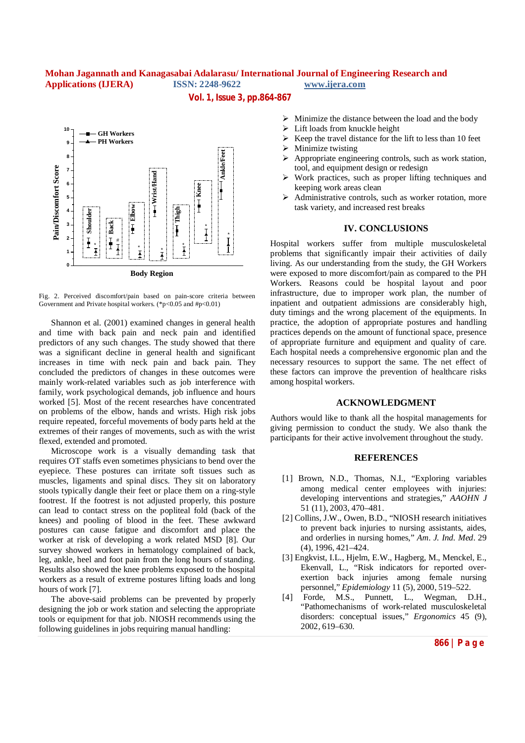Fig. 2. Perceived discomfort/pain based on pain-score criteria between Government and Private hospital workers. (*p<0.05 and #p<0.01)

Shannon et al. (2001) examined changes in general health and time with back pain and neck pain and identified predictors of any such changes. The study showed that there was a significant decline in general health and significant increases in time with neck pain and back pain. They concluded the predictors of changes in these outcomes were mainly work-related variables such as job interference with family, work psychological demands, job influence and hours worked [5]. Most of the recent researches have concentrated on problems of the elbow, hands and wrists. High risk jobs require repeated, forceful movements of body parts held at the extremes of their ranges of movements, such as with the wrist flexed, extended and promoted.

Microscope work is a visually demanding task that requires OT staffs even sometimes physicians to bend over the eyepiece. These postures can irritate soft tissues such as muscles, ligaments and spinal discs. They sit on laboratory stools typically dangle their feet or place them on a ring-style footrest. If the footrest is not adjusted properly, this posture can lead to contact stress on the popliteal fold (back of the knees) and pooling of blood in the feet. These awkward postures can cause fatigue and discomfort and place the worker at risk of developing a work related MSD [8]. Our survey showed workers in hematology complained of back, leg, ankle, heel and foot pain from the long hours of standing. Results also showed the knee problems exposed to the hospital workers as a result of extreme postures lifting loads and long hours of work [7].

The above-said problems can be prevented by properly designing the job or work station and selecting the appropriate tools or equipment for that job. NIOSH recommends using the following guidelines in jobs requiring manual handling:

- Minimize the distance between the load and the body
- Lift loads from knuckle height
- Keep the travel distance for the lift to less than 10 feet
- Minimize twisting
- Appropriate engineering controls, such as work station, tool, and equipment design or redesign
- Work practices, such as proper lifting techniques and keeping work areas clean
- Administrative controls, such as worker rotation, more task variety, and increased rest breaks

## IV. CONCLUSIONS

Hospital workers suffer from multiple musculoskeletal problems that significantly impair their activities of daily living. As our understanding from the study, the GH Workers were exposed to more discomfort/pain as compared to the PH Workers. Reasons could be hospital layout and poor infrastructure, due to improper work plan, the number of inpatient and outpatient admissions are considerably high, duty timings and the wrong placement of the equipments. In practice, the adoption of appropriate postures and handling practices depends on the amount of functional space, presence of appropriate furniture and equipment and quality of care. Each hospital needs a comprehensive ergonomic plan and the necessary resources to support the same. The net effect of these factors can improve the prevention of healthcare risks among hospital workers.

## ACKNOWLEDGMENT

Authors would like to thank all the hospital managements for giving permission to conduct the study. We also thank the participants for their active involvement throughout the study.

## REFERENCES

[1] Brown, N.D., Thomas, N.I., "Exploring variables among medical center employees with injuries: developing interventions and strategies," *AAOHN J* 51 (11), 2003, 470–481.

[2] Collins, J.W., Owen, B.D., "NIOSH research initiatives to prevent back injuries to nursing assistants, aides, and orderlies in nursing homes," *Am. J. Ind. Med*. 29 (4), 1996, 421–424.

[3] Engkvist, I.L., Hjelm, E.W., Hagberg, M., Menckel, E., Ekenvall, L., "Risk indicators for reported over-exertion back injuries among female nursing personnel," *Epidemiology* 11 (5), 2000, 519–522.

[4] Forde, M.S., Punnett, L., Wegman, D.H., "Pathomechanisms of work-related musculoskeletal disorders: conceptual issues," *Ergonomics* 45 (9), 2002, 619–630.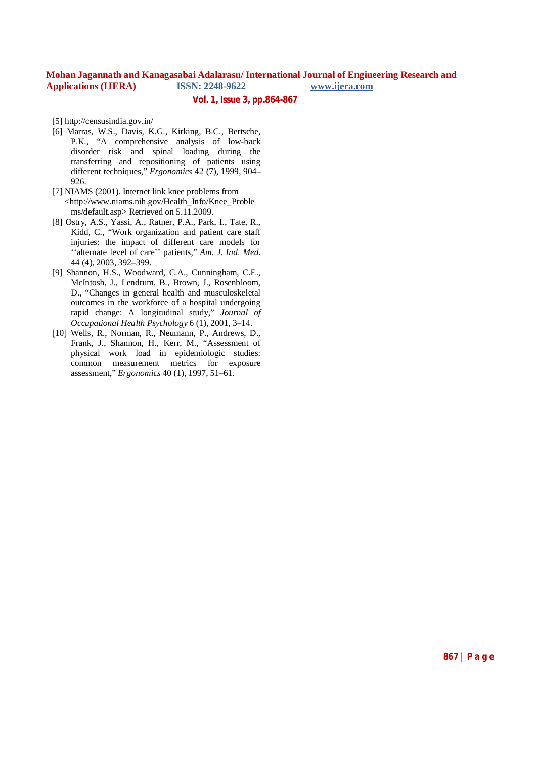[5] http://censusindia.gov.in/

[6] Marras, W.S., Davis, K.G., Kirking, B.C., Bertsche, P.K., "A comprehensive analysis of low-back disorder risk and spinal loading during the transferring and repositioning of patients using different techniques," *Ergonomics* 42 (7), 1999, 904–926.

[7] NIAMS (2001). Internet link knee problems from <http://www.niams.nih.gov/Health_Info/Knee_Problems/default.asp> Retrieved on 5.11.2009.

[8] Ostry, A.S., Yassi, A., Ratner, P.A., Park, I., Tate, R., Kidd, C., "Work organization and patient care staff injuries: the impact of different care models for ''alternate level of care'' patients," *Am. J. Ind. Med.* 44 (4), 2003, 392–399.

[9] Shannon, H.S., Woodward, C.A., Cunningham, C.E., McIntosh, J., Lendrum, B., Brown, J., Rosenbloom, D., "Changes in general health and musculoskeletal outcomes in the workforce of a hospital undergoing rapid change: A longitudinal study," *Journal of Occupational Health Psychology* 6 (1), 2001, 3–14.

[10] Wells, R., Norman, R., Neumann, P., Andrews, D., Frank, J., Shannon, H., Kerr, M., "Assessment of physical work load in epidemiologic studies: common measurement metrics for exposure assessment," *Ergonomics* 40 (1), 1997, 51–61.